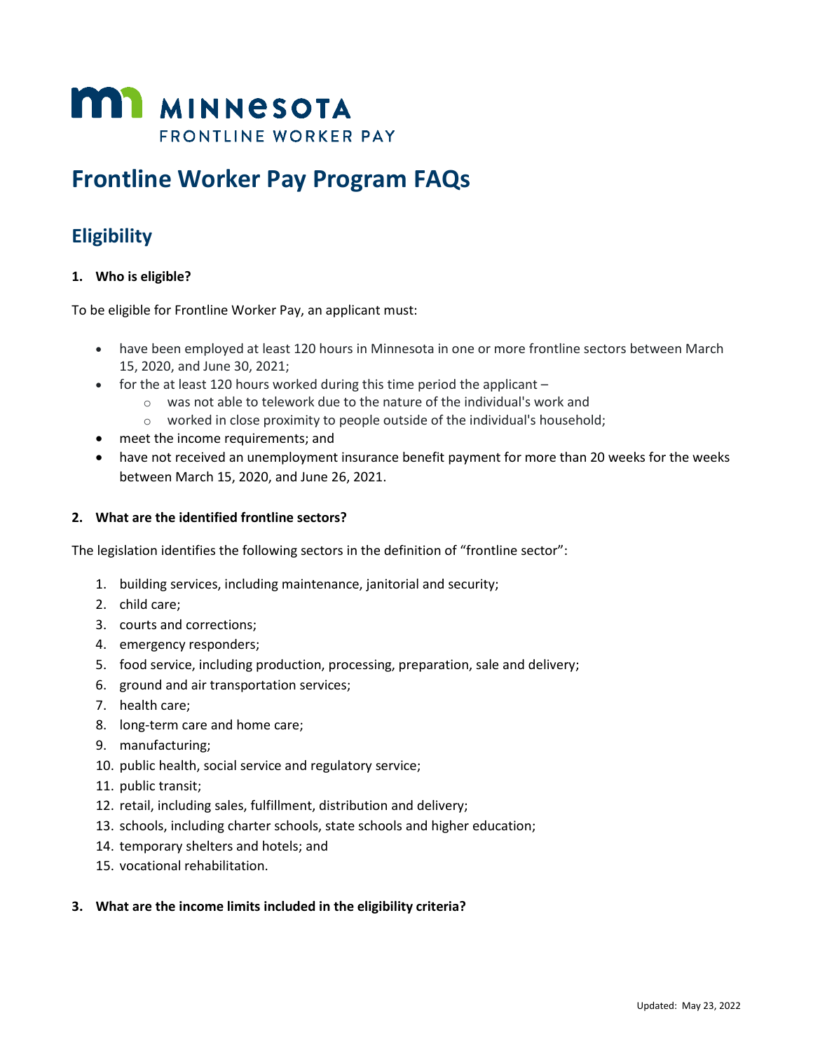MINNESOTA
FRONTLINE WORKER PAY

# Frontline Worker Pay Program FAQs

## Eligibility

**1. Who is eligible?**

To be eligible for Frontline Worker Pay, an applicant must:

- have been employed at least 120 hours in Minnesota in one or more frontline sectors between March 15, 2020, and June 30, 2021;
- for the at least 120 hours worked during this time period the applicant –
  - was not able to telework due to the nature of the individual's work and
  - worked in close proximity to people outside of the individual's household;
- meet the income requirements; and
- have not received an unemployment insurance benefit payment for more than 20 weeks for the weeks between March 15, 2020, and June 26, 2021.

**2. What are the identified frontline sectors?**

The legislation identifies the following sectors in the definition of "frontline sector":

1. building services, including maintenance, janitorial and security;
2. child care;
3. courts and corrections;
4. emergency responders;
5. food service, including production, processing, preparation, sale and delivery;
6. ground and air transportation services;
7. health care;
8. long-term care and home care;
9. manufacturing;
10. public health, social service and regulatory service;
11. public transit;
12. retail, including sales, fulfillment, distribution and delivery;
13. schools, including charter schools, state schools and higher education;
14. temporary shelters and hotels; and
15. vocational rehabilitation.

**3. What are the income limits included in the eligibility criteria?**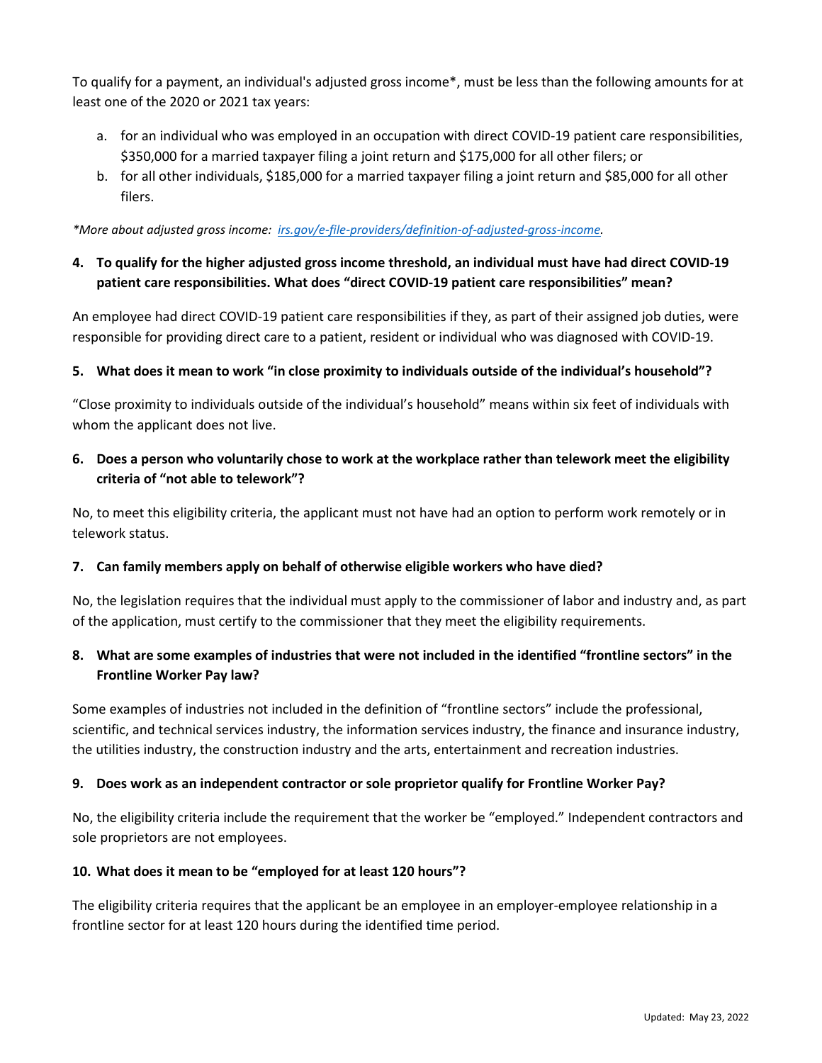To qualify for a payment, an individual's adjusted gross income*, must be less than the following amounts for at least one of the 2020 or 2021 tax years:

a. for an individual who was employed in an occupation with direct COVID-19 patient care responsibilities, $350,000 for a married taxpayer filing a joint return and $175,000 for all other filers; or
b. for all other individuals, $185,000 for a married taxpayer filing a joint return and $85,000 for all other filers.

*\*More about adjusted gross income: [irs.gov/e-file-providers/definition-of-adjusted-gross-income](irs.gov/e-file-providers/definition-of-adjusted-gross-income).*

**4. To qualify for the higher adjusted gross income threshold, an individual must have had direct COVID-19 patient care responsibilities. What does "direct COVID-19 patient care responsibilities" mean?**

An employee had direct COVID-19 patient care responsibilities if they, as part of their assigned job duties, were responsible for providing direct care to a patient, resident or individual who was diagnosed with COVID-19.

**5. What does it mean to work "in close proximity to individuals outside of the individual's household"?**

"Close proximity to individuals outside of the individual's household" means within six feet of individuals with whom the applicant does not live.

**6. Does a person who voluntarily chose to work at the workplace rather than telework meet the eligibility criteria of "not able to telework"?**

No, to meet this eligibility criteria, the applicant must not have had an option to perform work remotely or in telework status.

**7. Can family members apply on behalf of otherwise eligible workers who have died?**

No, the legislation requires that the individual must apply to the commissioner of labor and industry and, as part of the application, must certify to the commissioner that they meet the eligibility requirements.

**8. What are some examples of industries that were not included in the identified "frontline sectors" in the Frontline Worker Pay law?**

Some examples of industries not included in the definition of "frontline sectors" include the professional, scientific, and technical services industry, the information services industry, the finance and insurance industry, the utilities industry, the construction industry and the arts, entertainment and recreation industries.

**9. Does work as an independent contractor or sole proprietor qualify for Frontline Worker Pay?**

No, the eligibility criteria include the requirement that the worker be "employed." Independent contractors and sole proprietors are not employees.

**10. What does it mean to be "employed for at least 120 hours"?**

The eligibility criteria requires that the applicant be an employee in an employer-employee relationship in a frontline sector for at least 120 hours during the identified time period.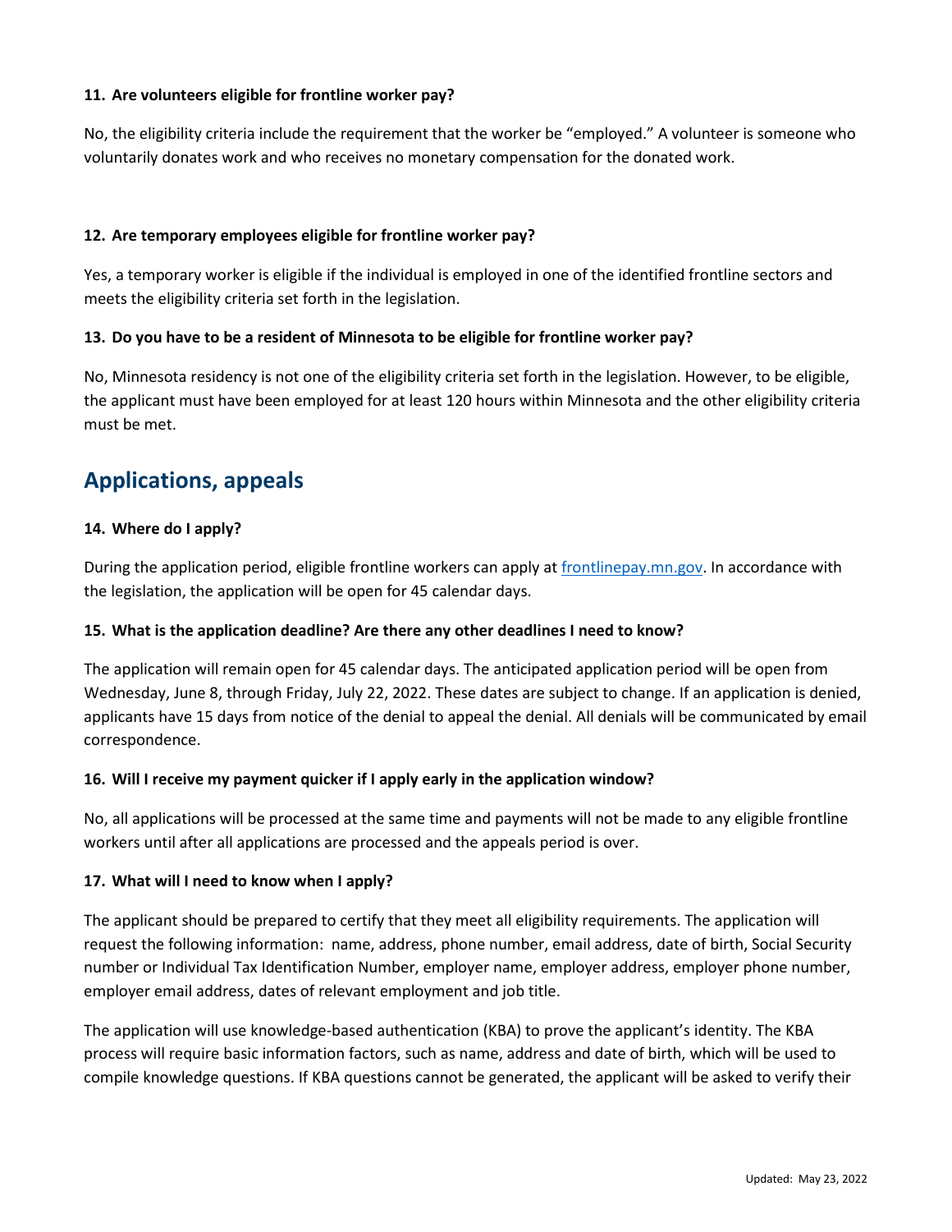**11. Are volunteers eligible for frontline worker pay?**

No, the eligibility criteria include the requirement that the worker be "employed." A volunteer is someone who voluntarily donates work and who receives no monetary compensation for the donated work.

**12. Are temporary employees eligible for frontline worker pay?**

Yes, a temporary worker is eligible if the individual is employed in one of the identified frontline sectors and meets the eligibility criteria set forth in the legislation.

**13. Do you have to be a resident of Minnesota to be eligible for frontline worker pay?**

No, Minnesota residency is not one of the eligibility criteria set forth in the legislation. However, to be eligible, the applicant must have been employed for at least 120 hours within Minnesota and the other eligibility criteria must be met.

## Applications, appeals

**14. Where do I apply?**

During the application period, eligible frontline workers can apply at [frontlinepay.mn.gov](frontlinepay.mn.gov). In accordance with the legislation, the application will be open for 45 calendar days.

**15. What is the application deadline? Are there any other deadlines I need to know?**

The application will remain open for 45 calendar days. The anticipated application period will be open from Wednesday, June 8, through Friday, July 22, 2022. These dates are subject to change. If an application is denied, applicants have 15 days from notice of the denial to appeal the denial. All denials will be communicated by email correspondence.

**16. Will I receive my payment quicker if I apply early in the application window?**

No, all applications will be processed at the same time and payments will not be made to any eligible frontline workers until after all applications are processed and the appeals period is over.

**17. What will I need to know when I apply?**

The applicant should be prepared to certify that they meet all eligibility requirements. The application will request the following information: name, address, phone number, email address, date of birth, Social Security number or Individual Tax Identification Number, employer name, employer address, employer phone number, employer email address, dates of relevant employment and job title.

The application will use knowledge-based authentication (KBA) to prove the applicant's identity. The KBA process will require basic information factors, such as name, address and date of birth, which will be used to compile knowledge questions. If KBA questions cannot be generated, the applicant will be asked to verify their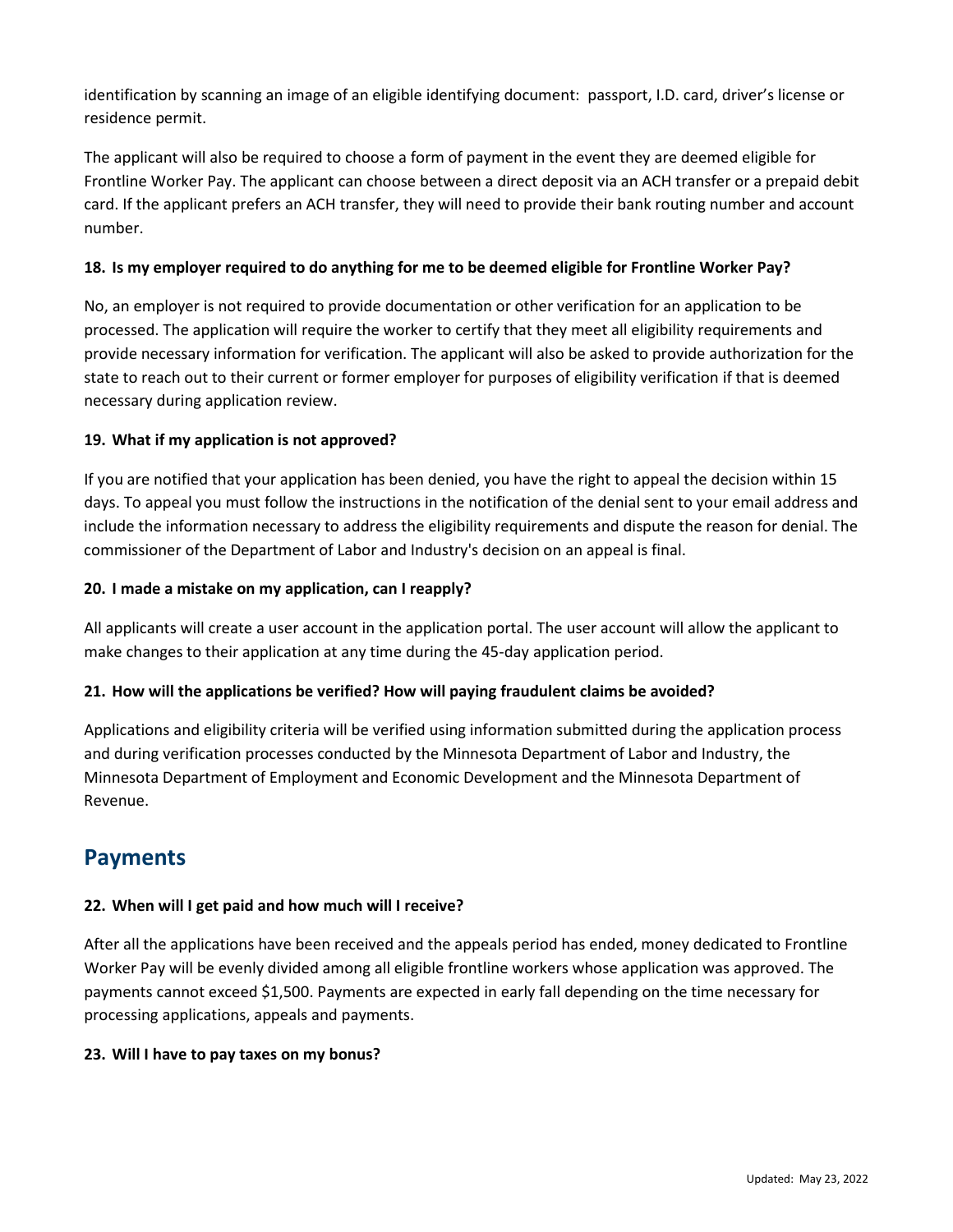identification by scanning an image of an eligible identifying document: passport, I.D. card, driver's license or residence permit.

The applicant will also be required to choose a form of payment in the event they are deemed eligible for Frontline Worker Pay. The applicant can choose between a direct deposit via an ACH transfer or a prepaid debit card. If the applicant prefers an ACH transfer, they will need to provide their bank routing number and account number.

**18. Is my employer required to do anything for me to be deemed eligible for Frontline Worker Pay?**

No, an employer is not required to provide documentation or other verification for an application to be processed. The application will require the worker to certify that they meet all eligibility requirements and provide necessary information for verification. The applicant will also be asked to provide authorization for the state to reach out to their current or former employer for purposes of eligibility verification if that is deemed necessary during application review.

**19. What if my application is not approved?**

If you are notified that your application has been denied, you have the right to appeal the decision within 15 days. To appeal you must follow the instructions in the notification of the denial sent to your email address and include the information necessary to address the eligibility requirements and dispute the reason for denial. The commissioner of the Department of Labor and Industry's decision on an appeal is final.

**20. I made a mistake on my application, can I reapply?**

All applicants will create a user account in the application portal. The user account will allow the applicant to make changes to their application at any time during the 45-day application period.

**21. How will the applications be verified? How will paying fraudulent claims be avoided?**

Applications and eligibility criteria will be verified using information submitted during the application process and during verification processes conducted by the Minnesota Department of Labor and Industry, the Minnesota Department of Employment and Economic Development and the Minnesota Department of Revenue.

## Payments

**22. When will I get paid and how much will I receive?**

After all the applications have been received and the appeals period has ended, money dedicated to Frontline Worker Pay will be evenly divided among all eligible frontline workers whose application was approved. The payments cannot exceed $1,500. Payments are expected in early fall depending on the time necessary for processing applications, appeals and payments.

**23. Will I have to pay taxes on my bonus?**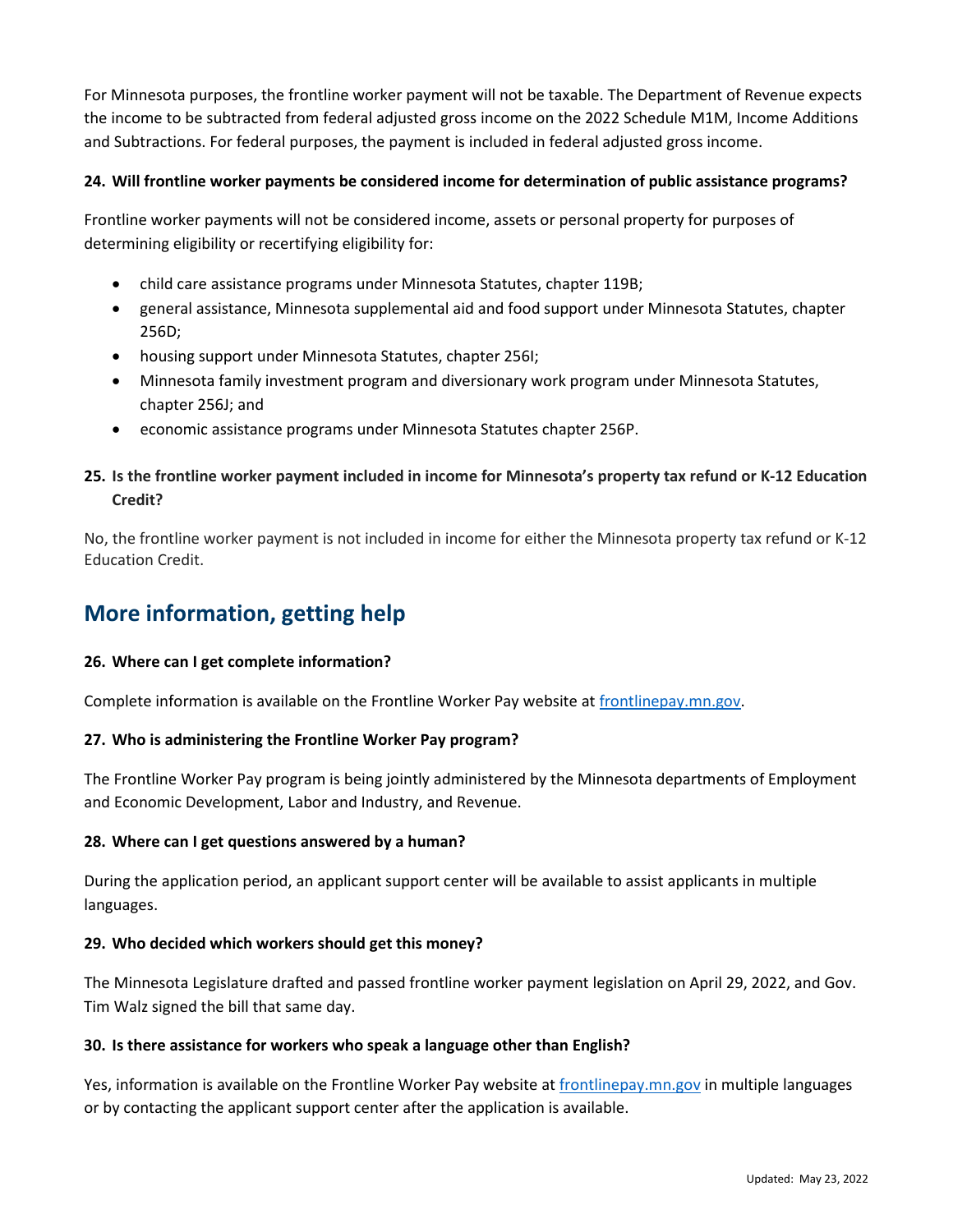For Minnesota purposes, the frontline worker payment will not be taxable. The Department of Revenue expects the income to be subtracted from federal adjusted gross income on the 2022 Schedule M1M, Income Additions and Subtractions. For federal purposes, the payment is included in federal adjusted gross income.

**24. Will frontline worker payments be considered income for determination of public assistance programs?**

Frontline worker payments will not be considered income, assets or personal property for purposes of determining eligibility or recertifying eligibility for:

- child care assistance programs under Minnesota Statutes, chapter 119B;
- general assistance, Minnesota supplemental aid and food support under Minnesota Statutes, chapter 256D;
- housing support under Minnesota Statutes, chapter 256I;
- Minnesota family investment program and diversionary work program under Minnesota Statutes, chapter 256J; and
- economic assistance programs under Minnesota Statutes chapter 256P.

**25. Is the frontline worker payment included in income for Minnesota's property tax refund or K-12 Education Credit?**

No, the frontline worker payment is not included in income for either the Minnesota property tax refund or K-12 Education Credit.

## More information, getting help

**26. Where can I get complete information?**

Complete information is available on the Frontline Worker Pay website at [frontlinepay.mn.gov](frontlinepay.mn.gov).

**27. Who is administering the Frontline Worker Pay program?**

The Frontline Worker Pay program is being jointly administered by the Minnesota departments of Employment and Economic Development, Labor and Industry, and Revenue.

**28. Where can I get questions answered by a human?**

During the application period, an applicant support center will be available to assist applicants in multiple languages.

**29. Who decided which workers should get this money?**

The Minnesota Legislature drafted and passed frontline worker payment legislation on April 29, 2022, and Gov. Tim Walz signed the bill that same day.

**30. Is there assistance for workers who speak a language other than English?**

Yes, information is available on the Frontline Worker Pay website at [frontlinepay.mn.gov](frontlinepay.mn.gov) in multiple languages or by contacting the applicant support center after the application is available.

Updated: May 23, 2022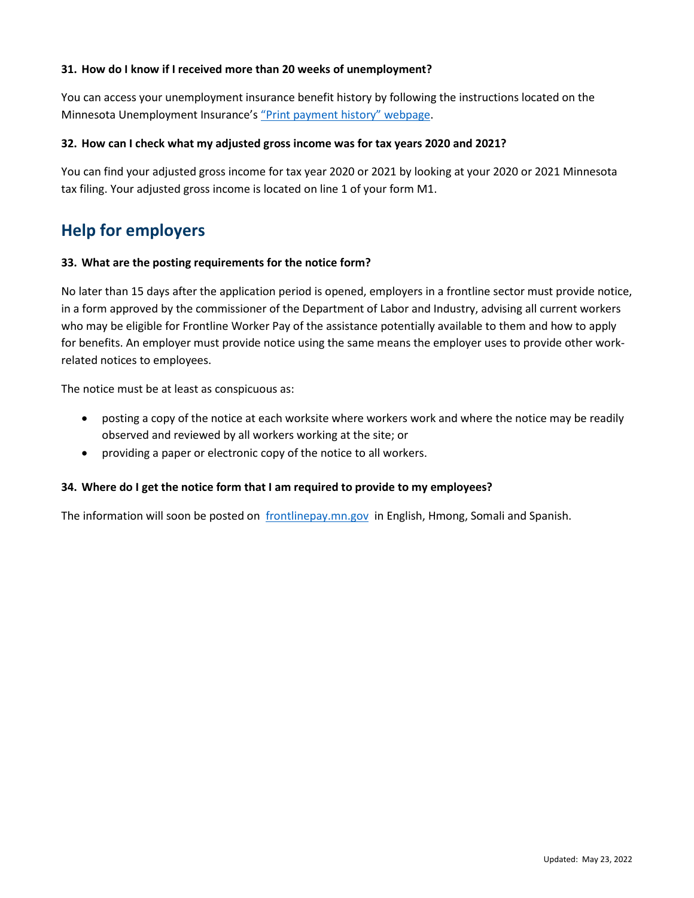**31. How do I know if I received more than 20 weeks of unemployment?**

You can access your unemployment insurance benefit history by following the instructions located on the Minnesota Unemployment Insurance's "Print payment history" webpage.

**32. How can I check what my adjusted gross income was for tax years 2020 and 2021?**

You can find your adjusted gross income for tax year 2020 or 2021 by looking at your 2020 or 2021 Minnesota tax filing. Your adjusted gross income is located on line 1 of your form M1.

## Help for employers

**33. What are the posting requirements for the notice form?**

No later than 15 days after the application period is opened, employers in a frontline sector must provide notice, in a form approved by the commissioner of the Department of Labor and Industry, advising all current workers who may be eligible for Frontline Worker Pay of the assistance potentially available to them and how to apply for benefits. An employer must provide notice using the same means the employer uses to provide other work-related notices to employees.

The notice must be at least as conspicuous as:

- posting a copy of the notice at each worksite where workers work and where the notice may be readily observed and reviewed by all workers working at the site; or
- providing a paper or electronic copy of the notice to all workers.

**34. Where do I get the notice form that I am required to provide to my employees?**

The information will soon be posted on frontlinepay.mn.gov in English, Hmong, Somali and Spanish.

Updated: May 23, 2022